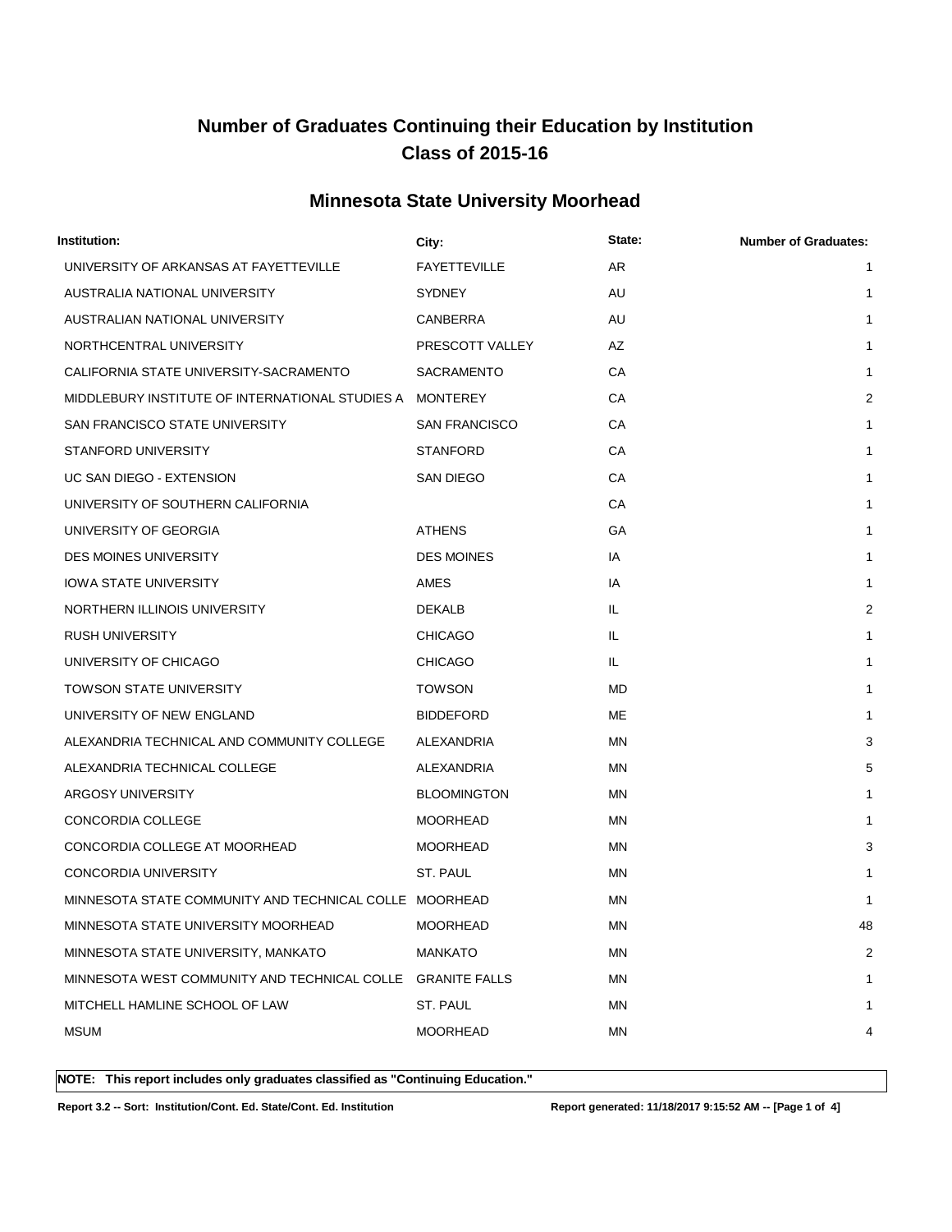# Number of Graduates Continuing their Education by Institution
# Class of 2015-16

## Minnesota State University Moorhead

| Institution: | City: | State: | Number of Graduates: |
|---|---|---|---|
| UNIVERSITY OF ARKANSAS AT FAYETTEVILLE | FAYETTEVILLE | AR | 1 |
| AUSTRALIA NATIONAL UNIVERSITY | SYDNEY | AU | 1 |
| AUSTRALIAN NATIONAL UNIVERSITY | CANBERRA | AU | 1 |
| NORTHCENTRAL UNIVERSITY | PRESCOTT VALLEY | AZ | 1 |
| CALIFORNIA STATE UNIVERSITY-SACRAMENTO | SACRAMENTO | CA | 1 |
| MIDDLEBURY INSTITUTE OF INTERNATIONAL STUDIES A | MONTEREY | CA | 2 |
| SAN FRANCISCO STATE UNIVERSITY | SAN FRANCISCO | CA | 1 |
| STANFORD UNIVERSITY | STANFORD | CA | 1 |
| UC SAN DIEGO - EXTENSION | SAN DIEGO | CA | 1 |
| UNIVERSITY OF SOUTHERN CALIFORNIA | | CA | 1 |
| UNIVERSITY OF GEORGIA | ATHENS | GA | 1 |
| DES MOINES UNIVERSITY | DES MOINES | IA | 1 |
| IOWA STATE UNIVERSITY | AMES | IA | 1 |
| NORTHERN ILLINOIS UNIVERSITY | DEKALB | IL | 2 |
| RUSH UNIVERSITY | CHICAGO | IL | 1 |
| UNIVERSITY OF CHICAGO | CHICAGO | IL | 1 |
| TOWSON STATE UNIVERSITY | TOWSON | MD | 1 |
| UNIVERSITY OF NEW ENGLAND | BIDDEFORD | ME | 1 |
| ALEXANDRIA TECHNICAL AND COMMUNITY COLLEGE | ALEXANDRIA | MN | 3 |
| ALEXANDRIA TECHNICAL COLLEGE | ALEXANDRIA | MN | 5 |
| ARGOSY UNIVERSITY | BLOOMINGTON | MN | 1 |
| CONCORDIA COLLEGE | MOORHEAD | MN | 1 |
| CONCORDIA COLLEGE AT MOORHEAD | MOORHEAD | MN | 3 |
| CONCORDIA UNIVERSITY | ST. PAUL | MN | 1 |
| MINNESOTA STATE COMMUNITY AND TECHNICAL COLLE | MOORHEAD | MN | 1 |
| MINNESOTA STATE UNIVERSITY MOORHEAD | MOORHEAD | MN | 48 |
| MINNESOTA STATE UNIVERSITY, MANKATO | MANKATO | MN | 2 |
| MINNESOTA WEST COMMUNITY AND TECHNICAL COLLE | GRANITE FALLS | MN | 1 |
| MITCHELL HAMLINE SCHOOL OF LAW | ST. PAUL | MN | 1 |
| MSUM | MOORHEAD | MN | 4 |

**NOTE: This report includes only graduates classified as "Continuing Education."**

**Report 3.2 -- Sort: Institution/Cont. Ed. State/Cont. Ed. Institution**

**Report generated: 11/18/2017 9:15:52 AM**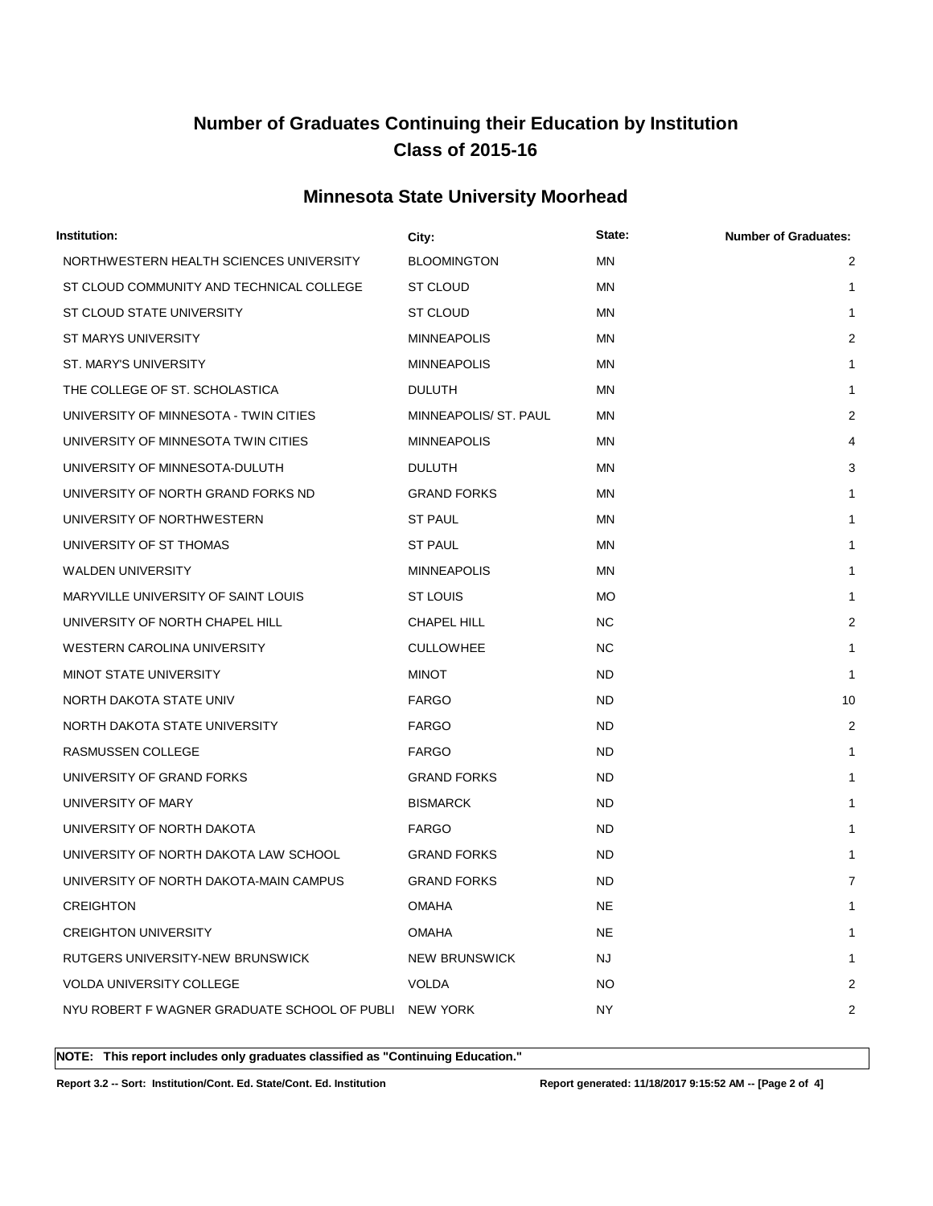# Number of Graduates Continuing their Education by Institution
# Class of 2015-16

## Minnesota State University Moorhead

| Institution: | City: | State: | Number of Graduates: |
|---|---|---|---|
| NORTHWESTERN HEALTH SCIENCES UNIVERSITY | BLOOMINGTON | MN | 2 |
| ST CLOUD COMMUNITY AND TECHNICAL COLLEGE | ST CLOUD | MN | 1 |
| ST CLOUD STATE UNIVERSITY | ST CLOUD | MN | 1 |
| ST MARYS UNIVERSITY | MINNEAPOLIS | MN | 2 |
| ST. MARY'S UNIVERSITY | MINNEAPOLIS | MN | 1 |
| THE COLLEGE OF ST. SCHOLASTICA | DULUTH | MN | 1 |
| UNIVERSITY OF MINNESOTA - TWIN CITIES | MINNEAPOLIS/ ST. PAUL | MN | 2 |
| UNIVERSITY OF MINNESOTA TWIN CITIES | MINNEAPOLIS | MN | 4 |
| UNIVERSITY OF MINNESOTA-DULUTH | DULUTH | MN | 3 |
| UNIVERSITY OF NORTH GRAND FORKS ND | GRAND FORKS | MN | 1 |
| UNIVERSITY OF NORTHWESTERN | ST PAUL | MN | 1 |
| UNIVERSITY OF ST THOMAS | ST PAUL | MN | 1 |
| WALDEN UNIVERSITY | MINNEAPOLIS | MN | 1 |
| MARYVILLE UNIVERSITY OF SAINT LOUIS | ST LOUIS | MO | 1 |
| UNIVERSITY OF NORTH CHAPEL HILL | CHAPEL HILL | NC | 2 |
| WESTERN CAROLINA UNIVERSITY | CULLOWHEE | NC | 1 |
| MINOT STATE UNIVERSITY | MINOT | ND | 1 |
| NORTH DAKOTA STATE UNIV | FARGO | ND | 10 |
| NORTH DAKOTA STATE UNIVERSITY | FARGO | ND | 2 |
| RASMUSSEN COLLEGE | FARGO | ND | 1 |
| UNIVERSITY OF GRAND FORKS | GRAND FORKS | ND | 1 |
| UNIVERSITY OF MARY | BISMARCK | ND | 1 |
| UNIVERSITY OF NORTH DAKOTA | FARGO | ND | 1 |
| UNIVERSITY OF NORTH DAKOTA LAW SCHOOL | GRAND FORKS | ND | 1 |
| UNIVERSITY OF NORTH DAKOTA-MAIN CAMPUS | GRAND FORKS | ND | 7 |
| CREIGHTON | OMAHA | NE | 1 |
| CREIGHTON UNIVERSITY | OMAHA | NE | 1 |
| RUTGERS UNIVERSITY-NEW BRUNSWICK | NEW BRUNSWICK | NJ | 1 |
| VOLDA UNIVERSITY COLLEGE | VOLDA | NO | 2 |
| NYU ROBERT F WAGNER GRADUATE SCHOOL OF PUBLI | NEW YORK | NY | 2 |

**NOTE: This report includes only graduates classified as "Continuing Education."**

**Report 3.2 -- Sort: Institution/Cont. Ed. State/Cont. Ed. Institution** **Report generated: 11/18/2017 9:15:52 AM**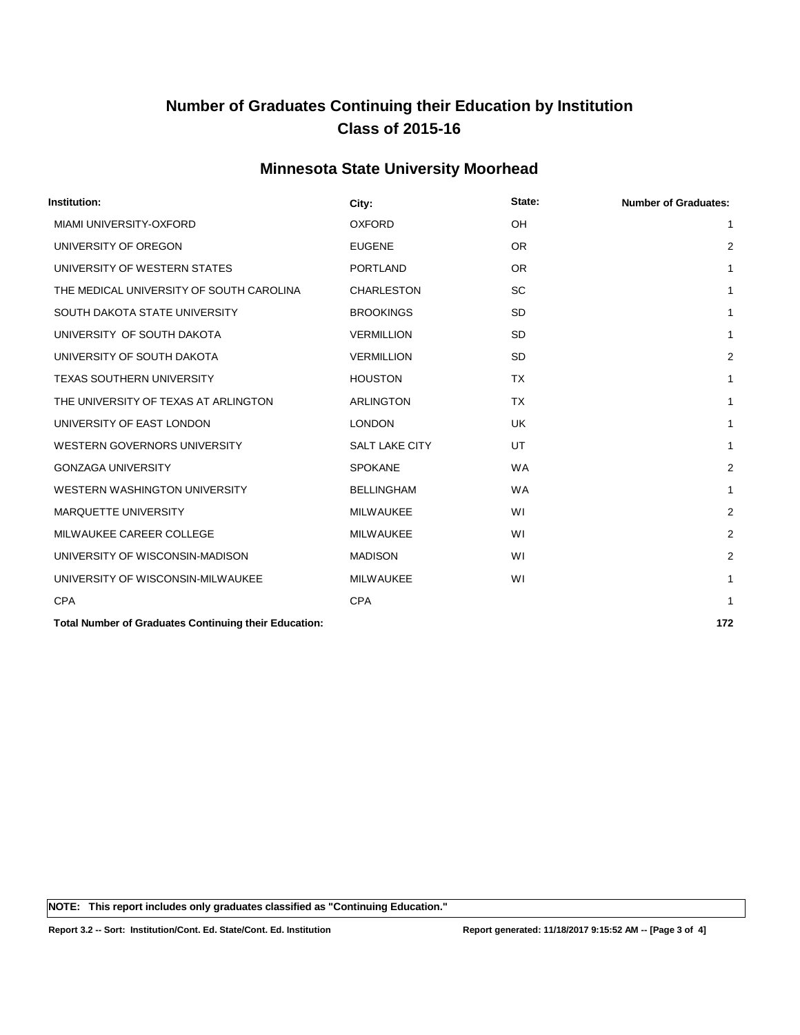# Number of Graduates Continuing their Education by Institution
# Class of 2015-16

## Minnesota State University Moorhead

| Institution: | City: | State: | Number of Graduates: |
|---|---|---|---|
| MIAMI UNIVERSITY-OXFORD | OXFORD | OH | 1 |
| UNIVERSITY OF OREGON | EUGENE | OR | 2 |
| UNIVERSITY OF WESTERN STATES | PORTLAND | OR | 1 |
| THE MEDICAL UNIVERSITY OF SOUTH CAROLINA | CHARLESTON | SC | 1 |
| SOUTH DAKOTA STATE UNIVERSITY | BROOKINGS | SD | 1 |
| UNIVERSITY  OF SOUTH DAKOTA | VERMILLION | SD | 1 |
| UNIVERSITY OF SOUTH DAKOTA | VERMILLION | SD | 2 |
| TEXAS SOUTHERN UNIVERSITY | HOUSTON | TX | 1 |
| THE UNIVERSITY OF TEXAS AT ARLINGTON | ARLINGTON | TX | 1 |
| UNIVERSITY OF EAST LONDON | LONDON | UK | 1 |
| WESTERN GOVERNORS UNIVERSITY | SALT LAKE CITY | UT | 1 |
| GONZAGA UNIVERSITY | SPOKANE | WA | 2 |
| WESTERN WASHINGTON UNIVERSITY | BELLINGHAM | WA | 1 |
| MARQUETTE UNIVERSITY | MILWAUKEE | WI | 2 |
| MILWAUKEE CAREER COLLEGE | MILWAUKEE | WI | 2 |
| UNIVERSITY OF WISCONSIN-MADISON | MADISON | WI | 2 |
| UNIVERSITY OF WISCONSIN-MILWAUKEE | MILWAUKEE | WI | 1 |
| CPA | CPA | | 1 |
| **Total Number of Graduates Continuing their Education:** | | | **172** |

**NOTE: This report includes only graduates classified as "Continuing Education."**

**Report 3.2 -- Sort: Institution/Cont. Ed. State/Cont. Ed. Institution** **Report generated: 11/18/2017 9:15:52 AM**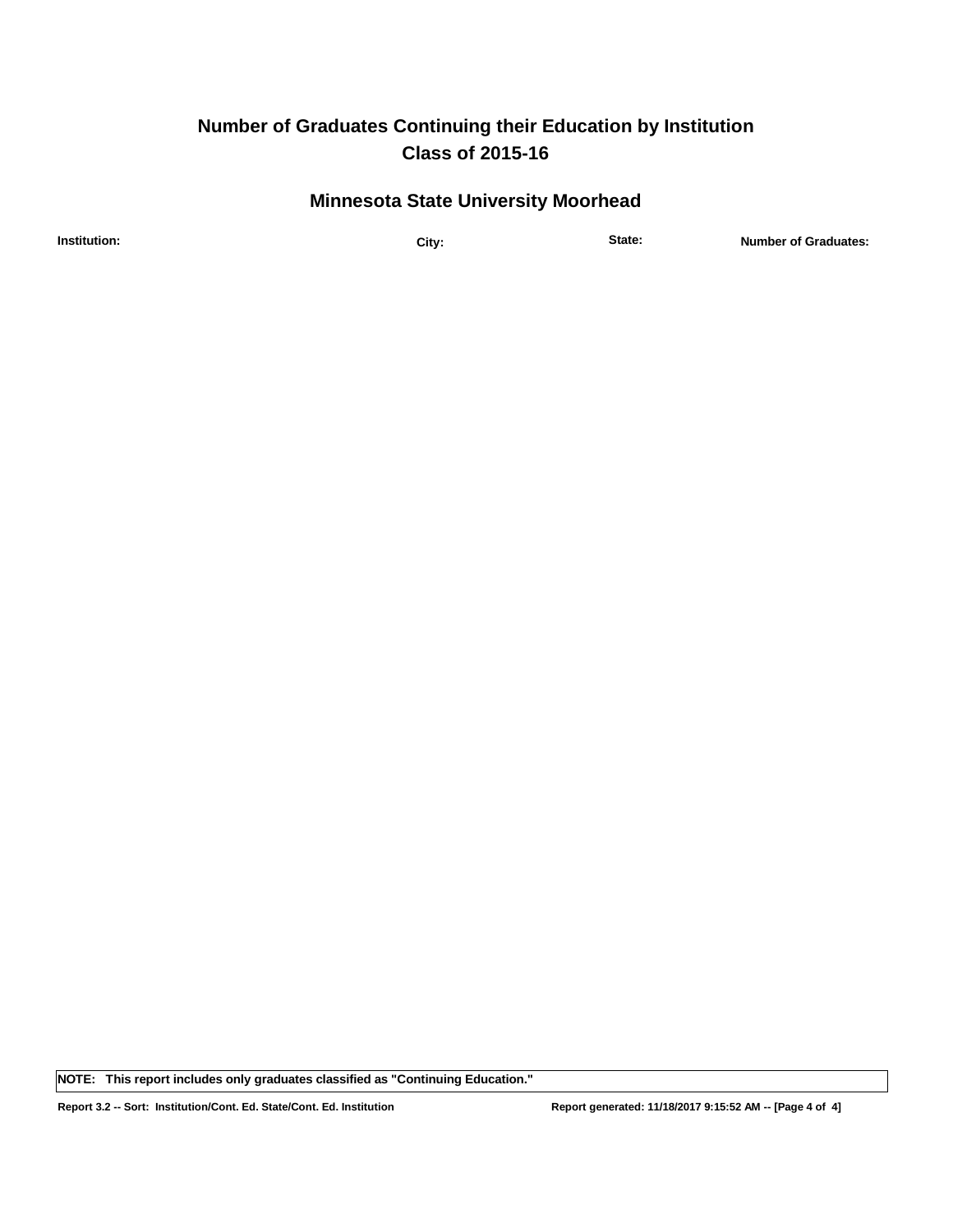# Number of Graduates Continuing their Education by Institution
## Class of 2015-16

## Minnesota State University Moorhead

| Institution: | City: | State: | Number of Graduates: |
| --- | --- | --- | --- |

**NOTE: This report includes only graduates classified as "Continuing Education."**

**Report 3.2 -- Sort: Institution/Cont. Ed. State/Cont. Ed. Institution** **Report generated: 11/18/2017 9:15:52 AM**